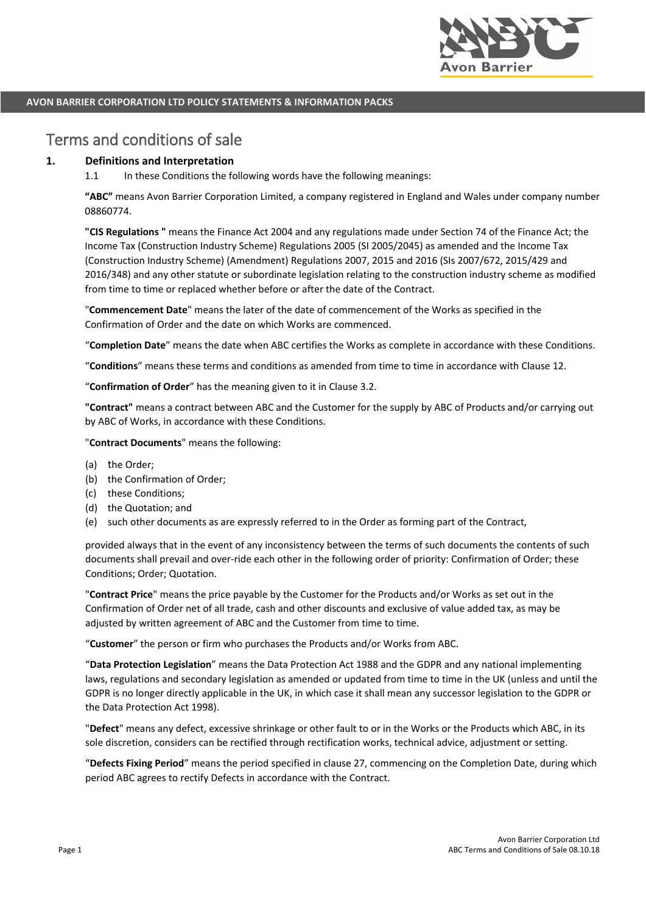# Terms and conditions of sale

## 1. Definitions and Interpretation

1.1 In these Conditions the following words have the following meanings:

**"ABC"** means Avon Barrier Corporation Limited, a company registered in England and Wales under company number 08860774.

**"CIS Regulations "** means the Finance Act 2004 and any regulations made under Section 74 of the Finance Act; the Income Tax (Construction Industry Scheme) Regulations 2005 (SI 2005/2045) as amended and the Income Tax (Construction Industry Scheme) (Amendment) Regulations 2007, 2015 and 2016 (SIs 2007/672, 2015/429 and 2016/348) and any other statute or subordinate legislation relating to the construction industry scheme as modified from time to time or replaced whether before or after the date of the Contract.

"**Commencement Date**" means the later of the date of commencement of the Works as specified in the Confirmation of Order and the date on which Works are commenced.

"**Completion Date**" means the date when ABC certifies the Works as complete in accordance with these Conditions.

"**Conditions**" means these terms and conditions as amended from time to time in accordance with Clause 12.

"**Confirmation of Order**" has the meaning given to it in Clause 3.2.

**"Contract"** means a contract between ABC and the Customer for the supply by ABC of Products and/or carrying out by ABC of Works, in accordance with these Conditions.

"**Contract Documents**" means the following:

(a) the Order;
(b) the Confirmation of Order;
(c) these Conditions;
(d) the Quotation; and
(e) such other documents as are expressly referred to in the Order as forming part of the Contract,

provided always that in the event of any inconsistency between the terms of such documents the contents of such documents shall prevail and over-ride each other in the following order of priority: Confirmation of Order; these Conditions; Order; Quotation.

"**Contract Price**" means the price payable by the Customer for the Products and/or Works as set out in the Confirmation of Order net of all trade, cash and other discounts and exclusive of value added tax, as may be adjusted by written agreement of ABC and the Customer from time to time.

"**Customer**" the person or firm who purchases the Products and/or Works from ABC.

"**Data Protection Legislation**" means the Data Protection Act 1988 and the GDPR and any national implementing laws, regulations and secondary legislation as amended or updated from time to time in the UK (unless and until the GDPR is no longer directly applicable in the UK, in which case it shall mean any successor legislation to the GDPR or the Data Protection Act 1998).

"**Defect**" means any defect, excessive shrinkage or other fault to or in the Works or the Products which ABC, in its sole discretion, considers can be rectified through rectification works, technical advice, adjustment or setting.

"**Defects Fixing Period**" means the period specified in clause 27, commencing on the Completion Date, during which period ABC agrees to rectify Defects in accordance with the Contract.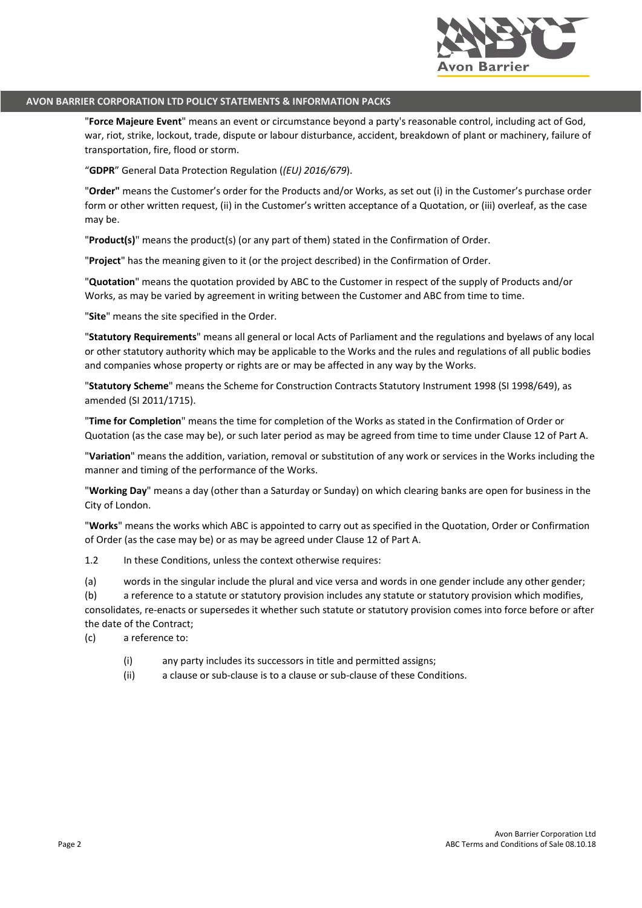"**Force Majeure Event**" means an event or circumstance beyond a party's reasonable control, including act of God, war, riot, strike, lockout, trade, dispute or labour disturbance, accident, breakdown of plant or machinery, failure of transportation, fire, flood or storm.

"**GDPR**" General Data Protection Regulation (*(EU) 2016/679*).

"**Order"** means the Customer's order for the Products and/or Works, as set out (i) in the Customer's purchase order form or other written request, (ii) in the Customer's written acceptance of a Quotation, or (iii) overleaf, as the case may be.

"**Product(s)**" means the product(s) (or any part of them) stated in the Confirmation of Order.

"**Project**" has the meaning given to it (or the project described) in the Confirmation of Order.

"**Quotation**" means the quotation provided by ABC to the Customer in respect of the supply of Products and/or Works, as may be varied by agreement in writing between the Customer and ABC from time to time.

"**Site**" means the site specified in the Order.

"**Statutory Requirements**" means all general or local Acts of Parliament and the regulations and byelaws of any local or other statutory authority which may be applicable to the Works and the rules and regulations of all public bodies and companies whose property or rights are or may be affected in any way by the Works.

"**Statutory Scheme**" means the Scheme for Construction Contracts Statutory Instrument 1998 (SI 1998/649), as amended (SI 2011/1715).

"**Time for Completion**" means the time for completion of the Works as stated in the Confirmation of Order or Quotation (as the case may be), or such later period as may be agreed from time to time under Clause 12 of Part A.

"**Variation**" means the addition, variation, removal or substitution of any work or services in the Works including the manner and timing of the performance of the Works.

"**Working Day**" means a day (other than a Saturday or Sunday) on which clearing banks are open for business in the City of London.

"**Works**" means the works which ABC is appointed to carry out as specified in the Quotation, Order or Confirmation of Order (as the case may be) or as may be agreed under Clause 12 of Part A.

1.2 In these Conditions, unless the context otherwise requires:

(a) words in the singular include the plural and vice versa and words in one gender include any other gender;

(b) a reference to a statute or statutory provision includes any statute or statutory provision which modifies, consolidates, re-enacts or supersedes it whether such statute or statutory provision comes into force before or after the date of the Contract;

(c) a reference to:

- (i) any party includes its successors in title and permitted assigns;
- (ii) a clause or sub-clause is to a clause or sub-clause of these Conditions.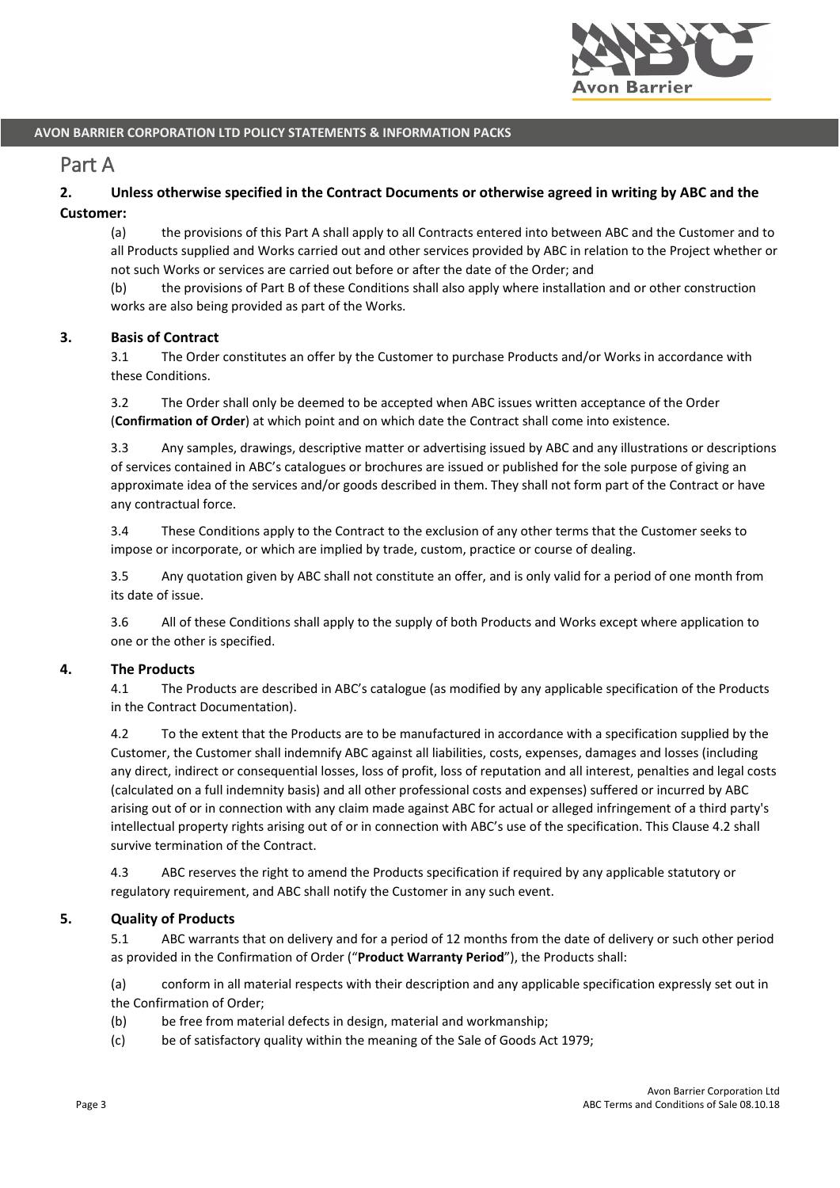# Part A

**2. Unless otherwise specified in the Contract Documents or otherwise agreed in writing by ABC and the Customer:**

(a) the provisions of this Part A shall apply to all Contracts entered into between ABC and the Customer and to all Products supplied and Works carried out and other services provided by ABC in relation to the Project whether or not such Works or services are carried out before or after the date of the Order; and

(b) the provisions of Part B of these Conditions shall also apply where installation and or other construction works are also being provided as part of the Works.

**3. Basis of Contract**

3.1 The Order constitutes an offer by the Customer to purchase Products and/or Works in accordance with these Conditions.

3.2 The Order shall only be deemed to be accepted when ABC issues written acceptance of the Order (**Confirmation of Order**) at which point and on which date the Contract shall come into existence.

3.3 Any samples, drawings, descriptive matter or advertising issued by ABC and any illustrations or descriptions of services contained in ABC's catalogues or brochures are issued or published for the sole purpose of giving an approximate idea of the services and/or goods described in them. They shall not form part of the Contract or have any contractual force.

3.4 These Conditions apply to the Contract to the exclusion of any other terms that the Customer seeks to impose or incorporate, or which are implied by trade, custom, practice or course of dealing.

3.5 Any quotation given by ABC shall not constitute an offer, and is only valid for a period of one month from its date of issue.

3.6 All of these Conditions shall apply to the supply of both Products and Works except where application to one or the other is specified.

**4. The Products**

4.1 The Products are described in ABC's catalogue (as modified by any applicable specification of the Products in the Contract Documentation).

4.2 To the extent that the Products are to be manufactured in accordance with a specification supplied by the Customer, the Customer shall indemnify ABC against all liabilities, costs, expenses, damages and losses (including any direct, indirect or consequential losses, loss of profit, loss of reputation and all interest, penalties and legal costs (calculated on a full indemnity basis) and all other professional costs and expenses) suffered or incurred by ABC arising out of or in connection with any claim made against ABC for actual or alleged infringement of a third party's intellectual property rights arising out of or in connection with ABC's use of the specification. This Clause 4.2 shall survive termination of the Contract.

4.3 ABC reserves the right to amend the Products specification if required by any applicable statutory or regulatory requirement, and ABC shall notify the Customer in any such event.

**5. Quality of Products**

5.1 ABC warrants that on delivery and for a period of 12 months from the date of delivery or such other period as provided in the Confirmation of Order ("**Product Warranty Period**"), the Products shall:

(a) conform in all material respects with their description and any applicable specification expressly set out in the Confirmation of Order;

(b) be free from material defects in design, material and workmanship;

(c) be of satisfactory quality within the meaning of the Sale of Goods Act 1979;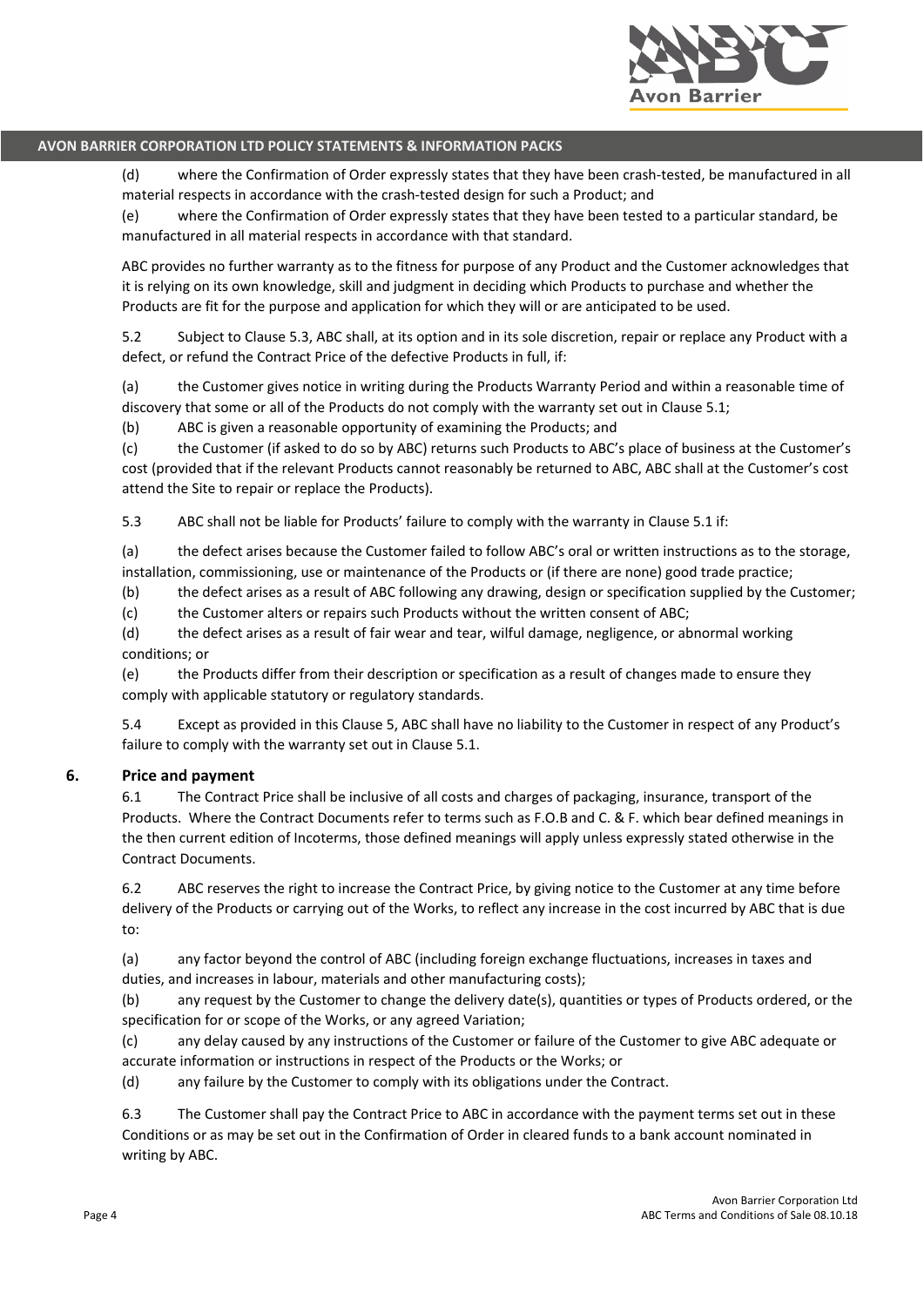(d) where the Confirmation of Order expressly states that they have been crash-tested, be manufactured in all material respects in accordance with the crash-tested design for such a Product; and

(e) where the Confirmation of Order expressly states that they have been tested to a particular standard, be manufactured in all material respects in accordance with that standard.

ABC provides no further warranty as to the fitness for purpose of any Product and the Customer acknowledges that it is relying on its own knowledge, skill and judgment in deciding which Products to purchase and whether the Products are fit for the purpose and application for which they will or are anticipated to be used.

5.2 Subject to Clause 5.3, ABC shall, at its option and in its sole discretion, repair or replace any Product with a defect, or refund the Contract Price of the defective Products in full, if:

(a) the Customer gives notice in writing during the Products Warranty Period and within a reasonable time of discovery that some or all of the Products do not comply with the warranty set out in Clause 5.1;

(b) ABC is given a reasonable opportunity of examining the Products; and

(c) the Customer (if asked to do so by ABC) returns such Products to ABC's place of business at the Customer's cost (provided that if the relevant Products cannot reasonably be returned to ABC, ABC shall at the Customer's cost attend the Site to repair or replace the Products).

5.3 ABC shall not be liable for Products' failure to comply with the warranty in Clause 5.1 if:

(a) the defect arises because the Customer failed to follow ABC's oral or written instructions as to the storage, installation, commissioning, use or maintenance of the Products or (if there are none) good trade practice;

(b) the defect arises as a result of ABC following any drawing, design or specification supplied by the Customer;

(c) the Customer alters or repairs such Products without the written consent of ABC;

(d) the defect arises as a result of fair wear and tear, wilful damage, negligence, or abnormal working conditions; or

(e) the Products differ from their description or specification as a result of changes made to ensure they comply with applicable statutory or regulatory standards.

5.4 Except as provided in this Clause 5, ABC shall have no liability to the Customer in respect of any Product's failure to comply with the warranty set out in Clause 5.1.

## 6. Price and payment

6.1 The Contract Price shall be inclusive of all costs and charges of packaging, insurance, transport of the Products. Where the Contract Documents refer to terms such as F.O.B and C. & F. which bear defined meanings in the then current edition of Incoterms, those defined meanings will apply unless expressly stated otherwise in the Contract Documents.

6.2 ABC reserves the right to increase the Contract Price, by giving notice to the Customer at any time before delivery of the Products or carrying out of the Works, to reflect any increase in the cost incurred by ABC that is due to:

(a) any factor beyond the control of ABC (including foreign exchange fluctuations, increases in taxes and duties, and increases in labour, materials and other manufacturing costs);

(b) any request by the Customer to change the delivery date(s), quantities or types of Products ordered, or the specification for or scope of the Works, or any agreed Variation;

(c) any delay caused by any instructions of the Customer or failure of the Customer to give ABC adequate or accurate information or instructions in respect of the Products or the Works; or

(d) any failure by the Customer to comply with its obligations under the Contract.

6.3 The Customer shall pay the Contract Price to ABC in accordance with the payment terms set out in these Conditions or as may be set out in the Confirmation of Order in cleared funds to a bank account nominated in writing by ABC.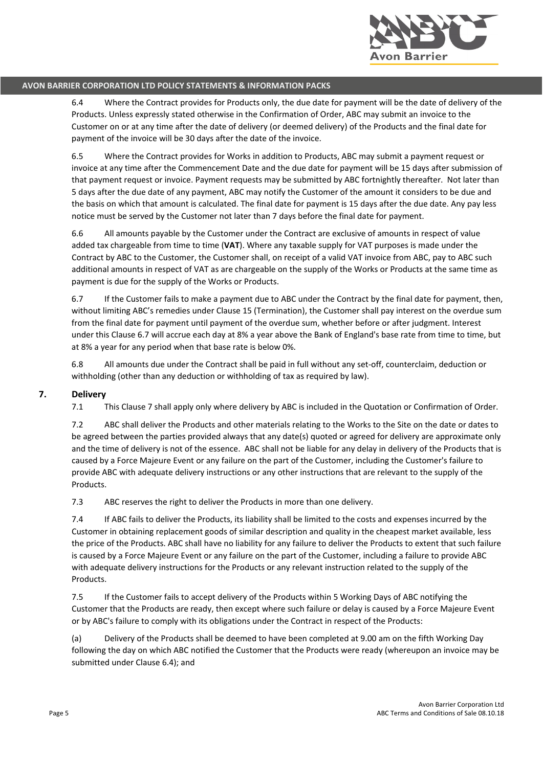6.4 Where the Contract provides for Products only, the due date for payment will be the date of delivery of the Products. Unless expressly stated otherwise in the Confirmation of Order, ABC may submit an invoice to the Customer on or at any time after the date of delivery (or deemed delivery) of the Products and the final date for payment of the invoice will be 30 days after the date of the invoice.

6.5 Where the Contract provides for Works in addition to Products, ABC may submit a payment request or invoice at any time after the Commencement Date and the due date for payment will be 15 days after submission of that payment request or invoice. Payment requests may be submitted by ABC fortnightly thereafter. Not later than 5 days after the due date of any payment, ABC may notify the Customer of the amount it considers to be due and the basis on which that amount is calculated. The final date for payment is 15 days after the due date. Any pay less notice must be served by the Customer not later than 7 days before the final date for payment.

6.6 All amounts payable by the Customer under the Contract are exclusive of amounts in respect of value added tax chargeable from time to time (**VAT**). Where any taxable supply for VAT purposes is made under the Contract by ABC to the Customer, the Customer shall, on receipt of a valid VAT invoice from ABC, pay to ABC such additional amounts in respect of VAT as are chargeable on the supply of the Works or Products at the same time as payment is due for the supply of the Works or Products.

6.7 If the Customer fails to make a payment due to ABC under the Contract by the final date for payment, then, without limiting ABC's remedies under Clause 15 (Termination), the Customer shall pay interest on the overdue sum from the final date for payment until payment of the overdue sum, whether before or after judgment. Interest under this Clause 6.7 will accrue each day at 8% a year above the Bank of England's base rate from time to time, but at 8% a year for any period when that base rate is below 0%.

6.8 All amounts due under the Contract shall be paid in full without any set-off, counterclaim, deduction or withholding (other than any deduction or withholding of tax as required by law).

## 7. Delivery

7.1 This Clause 7 shall apply only where delivery by ABC is included in the Quotation or Confirmation of Order.

7.2 ABC shall deliver the Products and other materials relating to the Works to the Site on the date or dates to be agreed between the parties provided always that any date(s) quoted or agreed for delivery are approximate only and the time of delivery is not of the essence. ABC shall not be liable for any delay in delivery of the Products that is caused by a Force Majeure Event or any failure on the part of the Customer, including the Customer's failure to provide ABC with adequate delivery instructions or any other instructions that are relevant to the supply of the Products.

7.3 ABC reserves the right to deliver the Products in more than one delivery.

7.4 If ABC fails to deliver the Products, its liability shall be limited to the costs and expenses incurred by the Customer in obtaining replacement goods of similar description and quality in the cheapest market available, less the price of the Products. ABC shall have no liability for any failure to deliver the Products to extent that such failure is caused by a Force Majeure Event or any failure on the part of the Customer, including a failure to provide ABC with adequate delivery instructions for the Products or any relevant instruction related to the supply of the Products.

7.5 If the Customer fails to accept delivery of the Products within 5 Working Days of ABC notifying the Customer that the Products are ready, then except where such failure or delay is caused by a Force Majeure Event or by ABC's failure to comply with its obligations under the Contract in respect of the Products:

(a) Delivery of the Products shall be deemed to have been completed at 9.00 am on the fifth Working Day following the day on which ABC notified the Customer that the Products were ready (whereupon an invoice may be submitted under Clause 6.4); and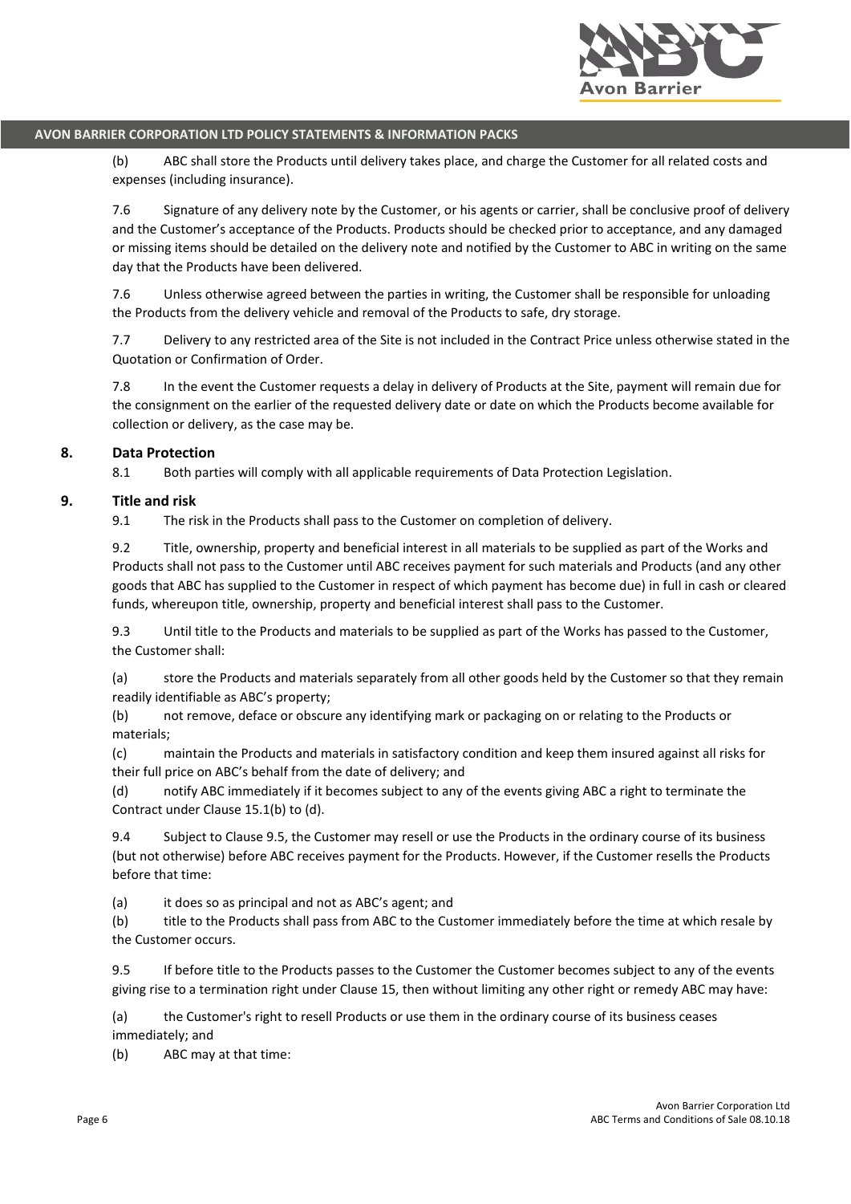(b) ABC shall store the Products until delivery takes place, and charge the Customer for all related costs and expenses (including insurance).

7.6 Signature of any delivery note by the Customer, or his agents or carrier, shall be conclusive proof of delivery and the Customer's acceptance of the Products. Products should be checked prior to acceptance, and any damaged or missing items should be detailed on the delivery note and notified by the Customer to ABC in writing on the same day that the Products have been delivered.

7.6 Unless otherwise agreed between the parties in writing, the Customer shall be responsible for unloading the Products from the delivery vehicle and removal of the Products to safe, dry storage.

7.7 Delivery to any restricted area of the Site is not included in the Contract Price unless otherwise stated in the Quotation or Confirmation of Order.

7.8 In the event the Customer requests a delay in delivery of Products at the Site, payment will remain due for the consignment on the earlier of the requested delivery date or date on which the Products become available for collection or delivery, as the case may be.

## 8. Data Protection

8.1 Both parties will comply with all applicable requirements of Data Protection Legislation.

## 9. Title and risk

9.1 The risk in the Products shall pass to the Customer on completion of delivery.

9.2 Title, ownership, property and beneficial interest in all materials to be supplied as part of the Works and Products shall not pass to the Customer until ABC receives payment for such materials and Products (and any other goods that ABC has supplied to the Customer in respect of which payment has become due) in full in cash or cleared funds, whereupon title, ownership, property and beneficial interest shall pass to the Customer.

9.3 Until title to the Products and materials to be supplied as part of the Works has passed to the Customer, the Customer shall:

(a) store the Products and materials separately from all other goods held by the Customer so that they remain readily identifiable as ABC's property;
(b) not remove, deface or obscure any identifying mark or packaging on or relating to the Products or materials;
(c) maintain the Products and materials in satisfactory condition and keep them insured against all risks for their full price on ABC's behalf from the date of delivery; and
(d) notify ABC immediately if it becomes subject to any of the events giving ABC a right to terminate the Contract under Clause 15.1(b) to (d).

9.4 Subject to Clause 9.5, the Customer may resell or use the Products in the ordinary course of its business (but not otherwise) before ABC receives payment for the Products. However, if the Customer resells the Products before that time:

(a) it does so as principal and not as ABC's agent; and
(b) title to the Products shall pass from ABC to the Customer immediately before the time at which resale by the Customer occurs.

9.5 If before title to the Products passes to the Customer the Customer becomes subject to any of the events giving rise to a termination right under Clause 15, then without limiting any other right or remedy ABC may have:

(a) the Customer's right to resell Products or use them in the ordinary course of its business ceases immediately; and
(b) ABC may at that time: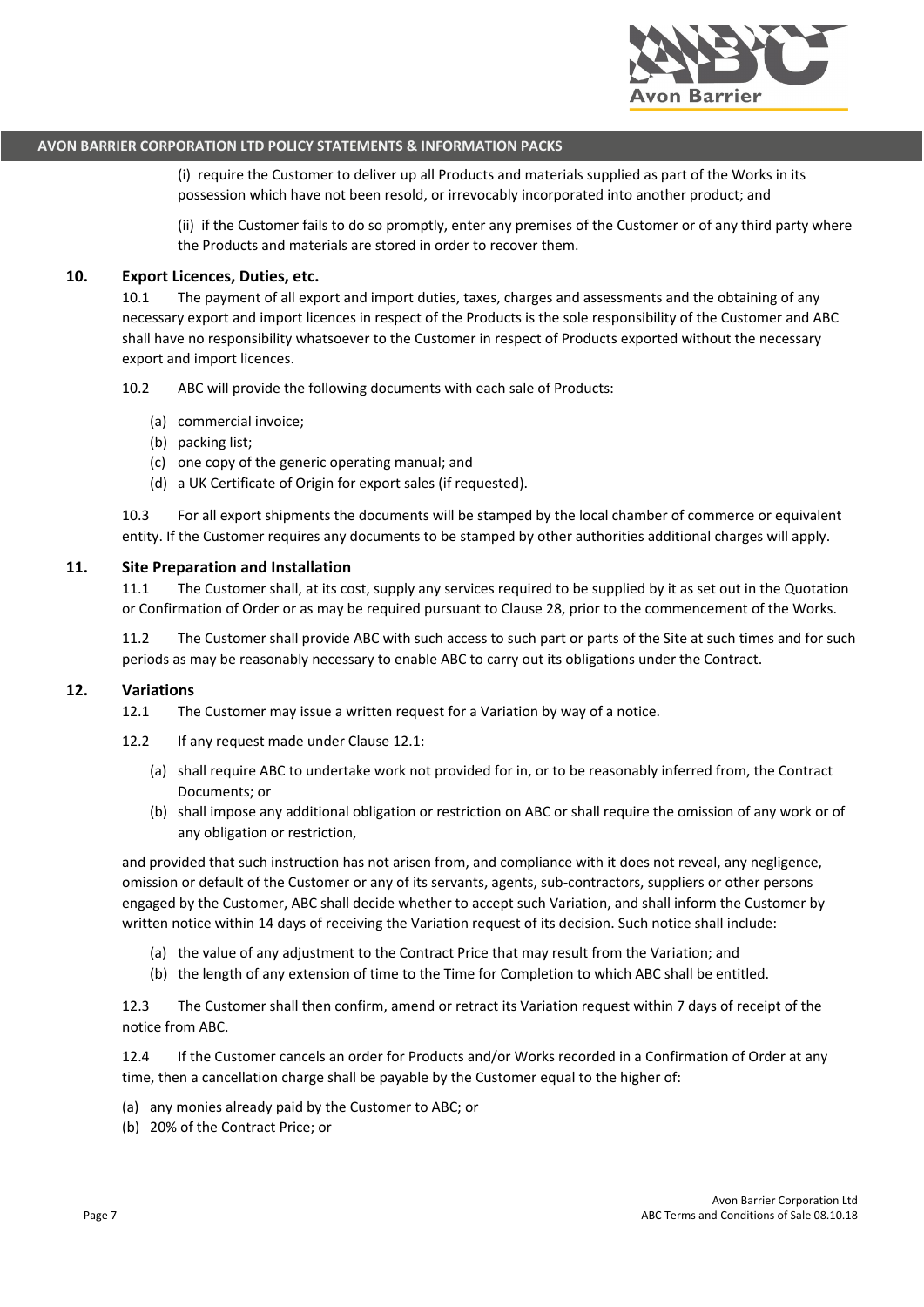(i) require the Customer to deliver up all Products and materials supplied as part of the Works in its possession which have not been resold, or irrevocably incorporated into another product; and

(ii) if the Customer fails to do so promptly, enter any premises of the Customer or of any third party where the Products and materials are stored in order to recover them.

## 10. Export Licences, Duties, etc.

10.1 The payment of all export and import duties, taxes, charges and assessments and the obtaining of any necessary export and import licences in respect of the Products is the sole responsibility of the Customer and ABC shall have no responsibility whatsoever to the Customer in respect of Products exported without the necessary export and import licences.

10.2 ABC will provide the following documents with each sale of Products:

(a) commercial invoice;
(b) packing list;
(c) one copy of the generic operating manual; and
(d) a UK Certificate of Origin for export sales (if requested).

10.3 For all export shipments the documents will be stamped by the local chamber of commerce or equivalent entity. If the Customer requires any documents to be stamped by other authorities additional charges will apply.

## 11. Site Preparation and Installation

11.1 The Customer shall, at its cost, supply any services required to be supplied by it as set out in the Quotation or Confirmation of Order or as may be required pursuant to Clause 28, prior to the commencement of the Works.

11.2 The Customer shall provide ABC with such access to such part or parts of the Site at such times and for such periods as may be reasonably necessary to enable ABC to carry out its obligations under the Contract.

## 12. Variations

12.1 The Customer may issue a written request for a Variation by way of a notice.

12.2 If any request made under Clause 12.1:

(a) shall require ABC to undertake work not provided for in, or to be reasonably inferred from, the Contract Documents; or
(b) shall impose any additional obligation or restriction on ABC or shall require the omission of any work or of any obligation or restriction,

and provided that such instruction has not arisen from, and compliance with it does not reveal, any negligence, omission or default of the Customer or any of its servants, agents, sub-contractors, suppliers or other persons engaged by the Customer, ABC shall decide whether to accept such Variation, and shall inform the Customer by written notice within 14 days of receiving the Variation request of its decision. Such notice shall include:

(a) the value of any adjustment to the Contract Price that may result from the Variation; and
(b) the length of any extension of time to the Time for Completion to which ABC shall be entitled.

12.3 The Customer shall then confirm, amend or retract its Variation request within 7 days of receipt of the notice from ABC.

12.4 If the Customer cancels an order for Products and/or Works recorded in a Confirmation of Order at any time, then a cancellation charge shall be payable by the Customer equal to the higher of:

(a) any monies already paid by the Customer to ABC; or
(b) 20% of the Contract Price; or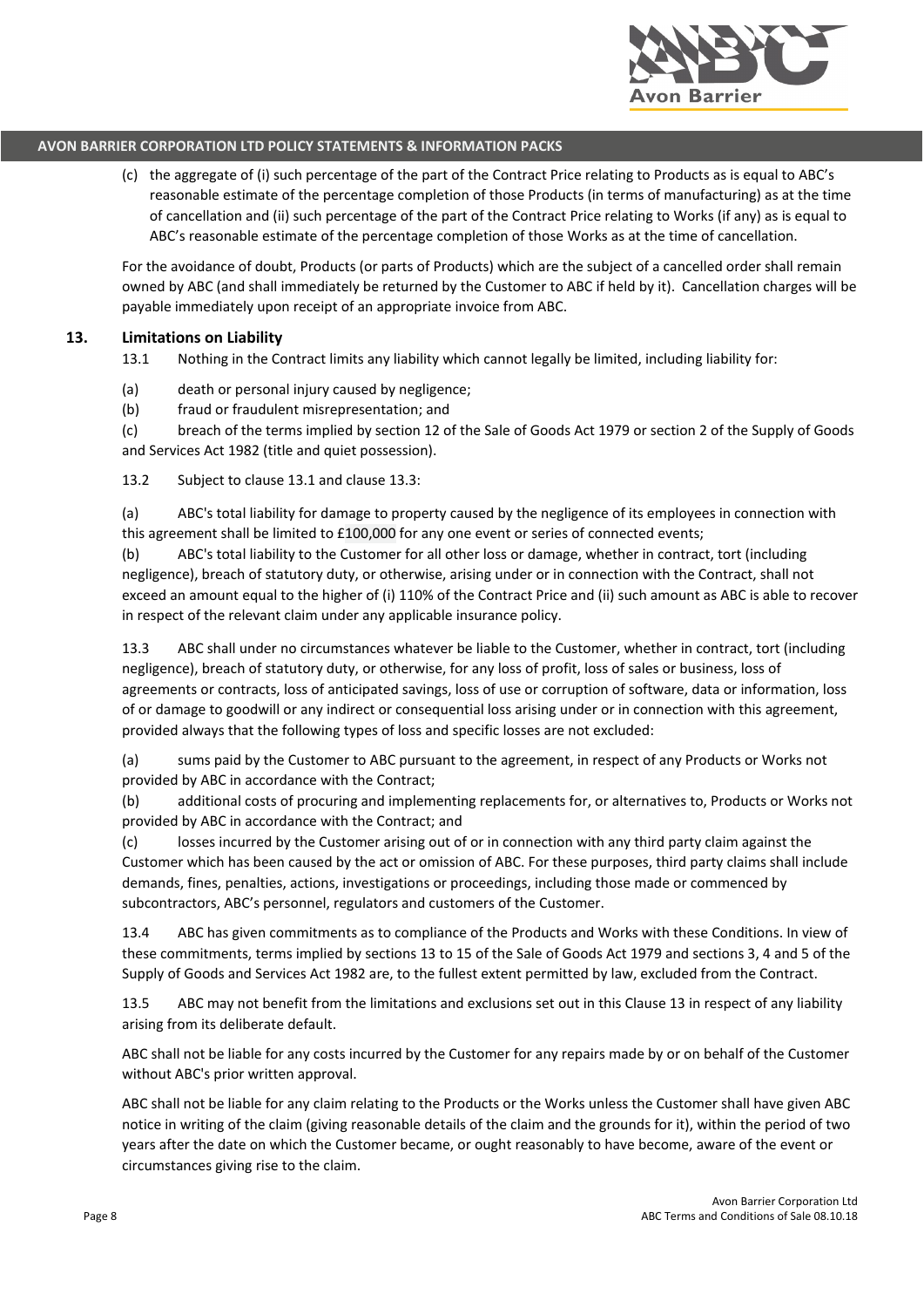(c) the aggregate of (i) such percentage of the part of the Contract Price relating to Products as is equal to ABC's reasonable estimate of the percentage completion of those Products (in terms of manufacturing) as at the time of cancellation and (ii) such percentage of the part of the Contract Price relating to Works (if any) as is equal to ABC's reasonable estimate of the percentage completion of those Works as at the time of cancellation.

For the avoidance of doubt, Products (or parts of Products) which are the subject of a cancelled order shall remain owned by ABC (and shall immediately be returned by the Customer to ABC if held by it). Cancellation charges will be payable immediately upon receipt of an appropriate invoice from ABC.

## 13. Limitations on Liability

13.1 Nothing in the Contract limits any liability which cannot legally be limited, including liability for:

(a) death or personal injury caused by negligence;

(b) fraud or fraudulent misrepresentation; and

(c) breach of the terms implied by section 12 of the Sale of Goods Act 1979 or section 2 of the Supply of Goods and Services Act 1982 (title and quiet possession).

13.2 Subject to clause 13.1 and clause 13.3:

(a) ABC's total liability for damage to property caused by the negligence of its employees in connection with this agreement shall be limited to £100,000 for any one event or series of connected events;

(b) ABC's total liability to the Customer for all other loss or damage, whether in contract, tort (including negligence), breach of statutory duty, or otherwise, arising under or in connection with the Contract, shall not exceed an amount equal to the higher of (i) 110% of the Contract Price and (ii) such amount as ABC is able to recover in respect of the relevant claim under any applicable insurance policy.

13.3 ABC shall under no circumstances whatever be liable to the Customer, whether in contract, tort (including negligence), breach of statutory duty, or otherwise, for any loss of profit, loss of sales or business, loss of agreements or contracts, loss of anticipated savings, loss of use or corruption of software, data or information, loss of or damage to goodwill or any indirect or consequential loss arising under or in connection with this agreement, provided always that the following types of loss and specific losses are not excluded:

(a) sums paid by the Customer to ABC pursuant to the agreement, in respect of any Products or Works not provided by ABC in accordance with the Contract;

(b) additional costs of procuring and implementing replacements for, or alternatives to, Products or Works not provided by ABC in accordance with the Contract; and

(c) losses incurred by the Customer arising out of or in connection with any third party claim against the Customer which has been caused by the act or omission of ABC. For these purposes, third party claims shall include demands, fines, penalties, actions, investigations or proceedings, including those made or commenced by subcontractors, ABC's personnel, regulators and customers of the Customer.

13.4 ABC has given commitments as to compliance of the Products and Works with these Conditions. In view of these commitments, terms implied by sections 13 to 15 of the Sale of Goods Act 1979 and sections 3, 4 and 5 of the Supply of Goods and Services Act 1982 are, to the fullest extent permitted by law, excluded from the Contract.

13.5 ABC may not benefit from the limitations and exclusions set out in this Clause 13 in respect of any liability arising from its deliberate default.

ABC shall not be liable for any costs incurred by the Customer for any repairs made by or on behalf of the Customer without ABC's prior written approval.

ABC shall not be liable for any claim relating to the Products or the Works unless the Customer shall have given ABC notice in writing of the claim (giving reasonable details of the claim and the grounds for it), within the period of two years after the date on which the Customer became, or ought reasonably to have become, aware of the event or circumstances giving rise to the claim.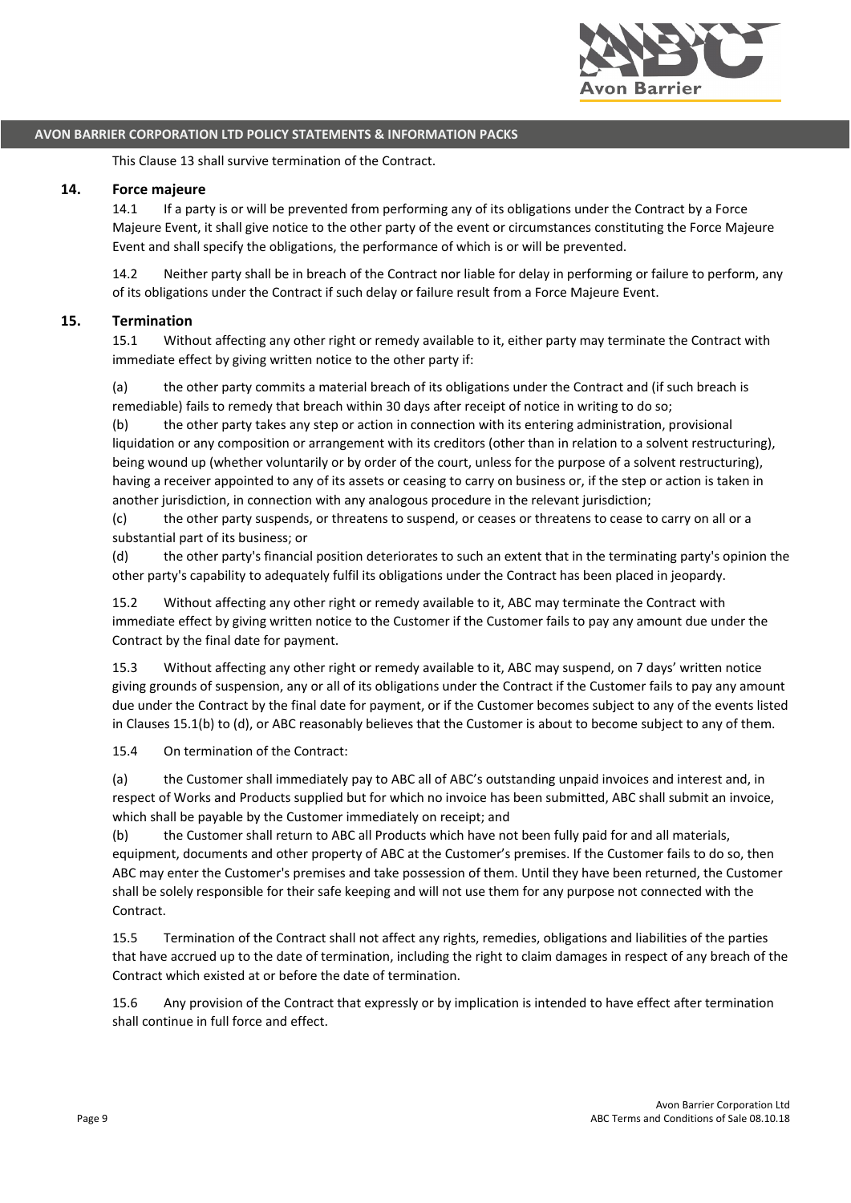This Clause 13 shall survive termination of the Contract.

## 14. Force majeure

14.1 If a party is or will be prevented from performing any of its obligations under the Contract by a Force Majeure Event, it shall give notice to the other party of the event or circumstances constituting the Force Majeure Event and shall specify the obligations, the performance of which is or will be prevented.

14.2 Neither party shall be in breach of the Contract nor liable for delay in performing or failure to perform, any of its obligations under the Contract if such delay or failure result from a Force Majeure Event.

## 15. Termination

15.1 Without affecting any other right or remedy available to it, either party may terminate the Contract with immediate effect by giving written notice to the other party if:

(a) the other party commits a material breach of its obligations under the Contract and (if such breach is remediable) fails to remedy that breach within 30 days after receipt of notice in writing to do so;
(b) the other party takes any step or action in connection with its entering administration, provisional liquidation or any composition or arrangement with its creditors (other than in relation to a solvent restructuring), being wound up (whether voluntarily or by order of the court, unless for the purpose of a solvent restructuring), having a receiver appointed to any of its assets or ceasing to carry on business or, if the step or action is taken in another jurisdiction, in connection with any analogous procedure in the relevant jurisdiction;
(c) the other party suspends, or threatens to suspend, or ceases or threatens to cease to carry on all or a substantial part of its business; or
(d) the other party's financial position deteriorates to such an extent that in the terminating party's opinion the other party's capability to adequately fulfil its obligations under the Contract has been placed in jeopardy.

15.2 Without affecting any other right or remedy available to it, ABC may terminate the Contract with immediate effect by giving written notice to the Customer if the Customer fails to pay any amount due under the Contract by the final date for payment.

15.3 Without affecting any other right or remedy available to it, ABC may suspend, on 7 days' written notice giving grounds of suspension, any or all of its obligations under the Contract if the Customer fails to pay any amount due under the Contract by the final date for payment, or if the Customer becomes subject to any of the events listed in Clauses 15.1(b) to (d), or ABC reasonably believes that the Customer is about to become subject to any of them.

15.4 On termination of the Contract:

(a) the Customer shall immediately pay to ABC all of ABC's outstanding unpaid invoices and interest and, in respect of Works and Products supplied but for which no invoice has been submitted, ABC shall submit an invoice, which shall be payable by the Customer immediately on receipt; and
(b) the Customer shall return to ABC all Products which have not been fully paid for and all materials, equipment, documents and other property of ABC at the Customer's premises. If the Customer fails to do so, then ABC may enter the Customer's premises and take possession of them. Until they have been returned, the Customer shall be solely responsible for their safe keeping and will not use them for any purpose not connected with the Contract.

15.5 Termination of the Contract shall not affect any rights, remedies, obligations and liabilities of the parties that have accrued up to the date of termination, including the right to claim damages in respect of any breach of the Contract which existed at or before the date of termination.

15.6 Any provision of the Contract that expressly or by implication is intended to have effect after termination shall continue in full force and effect.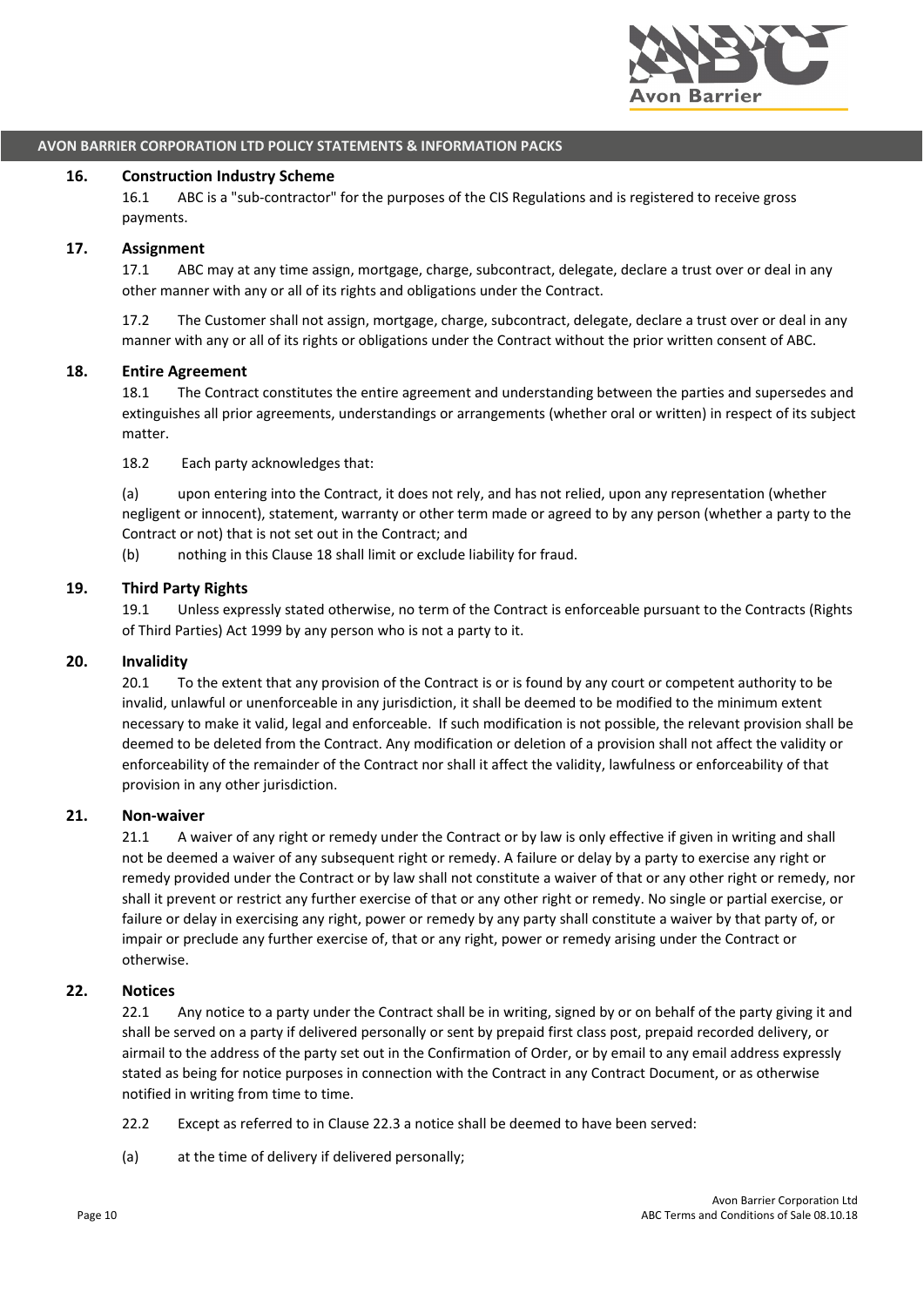## 16. Construction Industry Scheme

16.1 ABC is a "sub-contractor" for the purposes of the CIS Regulations and is registered to receive gross payments.

## 17. Assignment

17.1 ABC may at any time assign, mortgage, charge, subcontract, delegate, declare a trust over or deal in any other manner with any or all of its rights and obligations under the Contract.

17.2 The Customer shall not assign, mortgage, charge, subcontract, delegate, declare a trust over or deal in any manner with any or all of its rights or obligations under the Contract without the prior written consent of ABC.

## 18. Entire Agreement

18.1 The Contract constitutes the entire agreement and understanding between the parties and supersedes and extinguishes all prior agreements, understandings or arrangements (whether oral or written) in respect of its subject matter.

18.2 Each party acknowledges that:

(a) upon entering into the Contract, it does not rely, and has not relied, upon any representation (whether negligent or innocent), statement, warranty or other term made or agreed to by any person (whether a party to the Contract or not) that is not set out in the Contract; and

(b) nothing in this Clause 18 shall limit or exclude liability for fraud.

## 19. Third Party Rights

19.1 Unless expressly stated otherwise, no term of the Contract is enforceable pursuant to the Contracts (Rights of Third Parties) Act 1999 by any person who is not a party to it.

## 20. Invalidity

20.1 To the extent that any provision of the Contract is or is found by any court or competent authority to be invalid, unlawful or unenforceable in any jurisdiction, it shall be deemed to be modified to the minimum extent necessary to make it valid, legal and enforceable. If such modification is not possible, the relevant provision shall be deemed to be deleted from the Contract. Any modification or deletion of a provision shall not affect the validity or enforceability of the remainder of the Contract nor shall it affect the validity, lawfulness or enforceability of that provision in any other jurisdiction.

## 21. Non-waiver

21.1 A waiver of any right or remedy under the Contract or by law is only effective if given in writing and shall not be deemed a waiver of any subsequent right or remedy. A failure or delay by a party to exercise any right or remedy provided under the Contract or by law shall not constitute a waiver of that or any other right or remedy, nor shall it prevent or restrict any further exercise of that or any other right or remedy. No single or partial exercise, or failure or delay in exercising any right, power or remedy by any party shall constitute a waiver by that party of, or impair or preclude any further exercise of, that or any right, power or remedy arising under the Contract or otherwise.

## 22. Notices

22.1 Any notice to a party under the Contract shall be in writing, signed by or on behalf of the party giving it and shall be served on a party if delivered personally or sent by prepaid first class post, prepaid recorded delivery, or airmail to the address of the party set out in the Confirmation of Order, or by email to any email address expressly stated as being for notice purposes in connection with the Contract in any Contract Document, or as otherwise notified in writing from time to time.

22.2 Except as referred to in Clause 22.3 a notice shall be deemed to have been served:

(a) at the time of delivery if delivered personally;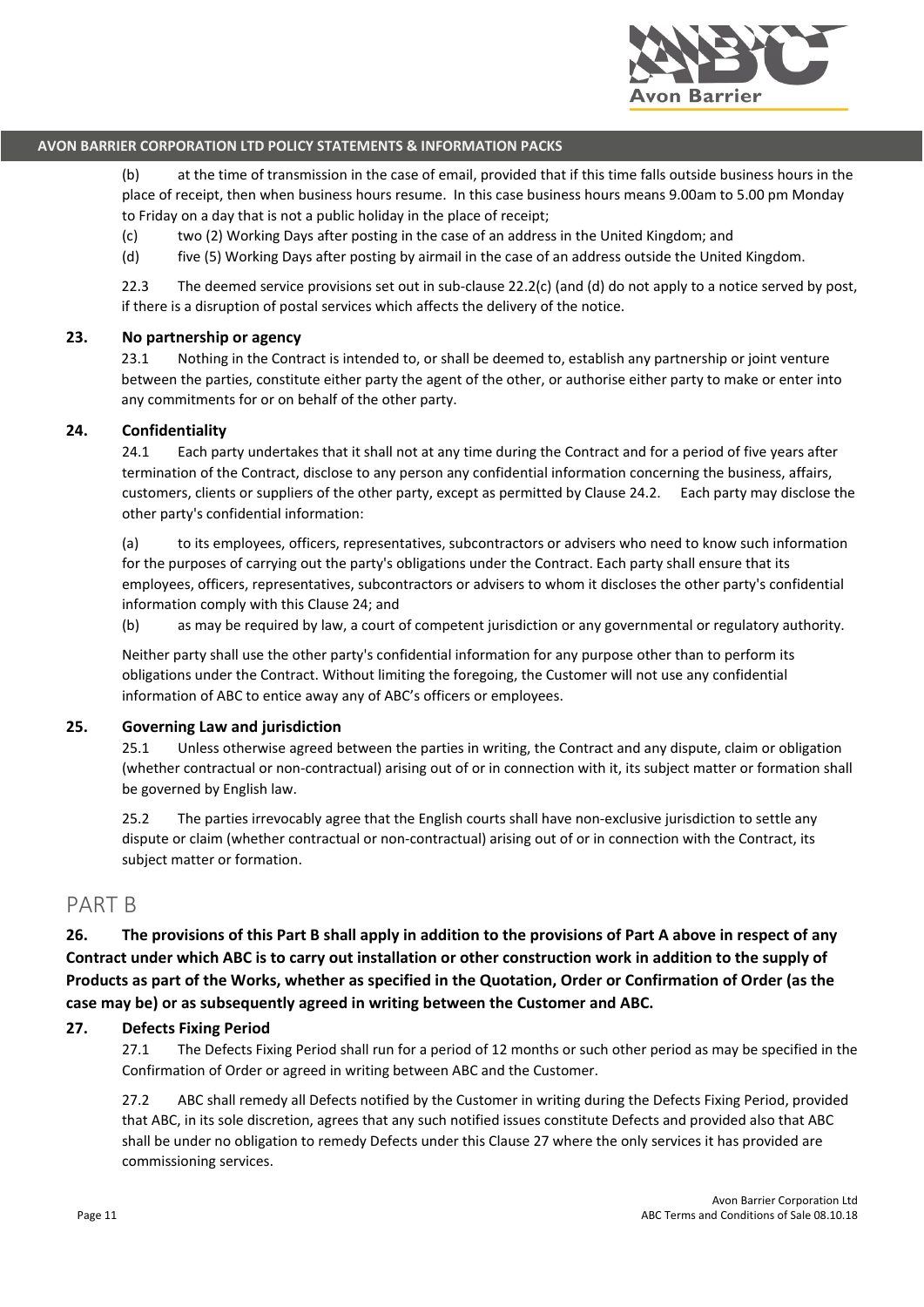(b) at the time of transmission in the case of email, provided that if this time falls outside business hours in the place of receipt, then when business hours resume. In this case business hours means 9.00am to 5.00 pm Monday to Friday on a day that is not a public holiday in the place of receipt;

(c) two (2) Working Days after posting in the case of an address in the United Kingdom; and

(d) five (5) Working Days after posting by airmail in the case of an address outside the United Kingdom.

22.3 The deemed service provisions set out in sub-clause 22.2(c) (and (d) do not apply to a notice served by post, if there is a disruption of postal services which affects the delivery of the notice.

### 23. No partnership or agency

23.1 Nothing in the Contract is intended to, or shall be deemed to, establish any partnership or joint venture between the parties, constitute either party the agent of the other, or authorise either party to make or enter into any commitments for or on behalf of the other party.

### 24. Confidentiality

24.1 Each party undertakes that it shall not at any time during the Contract and for a period of five years after termination of the Contract, disclose to any person any confidential information concerning the business, affairs, customers, clients or suppliers of the other party, except as permitted by Clause 24.2. Each party may disclose the other party's confidential information:

(a) to its employees, officers, representatives, subcontractors or advisers who need to know such information for the purposes of carrying out the party's obligations under the Contract. Each party shall ensure that its employees, officers, representatives, subcontractors or advisers to whom it discloses the other party's confidential information comply with this Clause 24; and

(b) as may be required by law, a court of competent jurisdiction or any governmental or regulatory authority.

Neither party shall use the other party's confidential information for any purpose other than to perform its obligations under the Contract. Without limiting the foregoing, the Customer will not use any confidential information of ABC to entice away any of ABC's officers or employees.

### 25. Governing Law and jurisdiction

25.1 Unless otherwise agreed between the parties in writing, the Contract and any dispute, claim or obligation (whether contractual or non-contractual) arising out of or in connection with it, its subject matter or formation shall be governed by English law.

25.2 The parties irrevocably agree that the English courts shall have non-exclusive jurisdiction to settle any dispute or claim (whether contractual or non-contractual) arising out of or in connection with the Contract, its subject matter or formation.

## PART B

**26. The provisions of this Part B shall apply in addition to the provisions of Part A above in respect of any Contract under which ABC is to carry out installation or other construction work in addition to the supply of Products as part of the Works, whether as specified in the Quotation, Order or Confirmation of Order (as the case may be) or as subsequently agreed in writing between the Customer and ABC.**

### 27. Defects Fixing Period

27.1 The Defects Fixing Period shall run for a period of 12 months or such other period as may be specified in the Confirmation of Order or agreed in writing between ABC and the Customer.

27.2 ABC shall remedy all Defects notified by the Customer in writing during the Defects Fixing Period, provided that ABC, in its sole discretion, agrees that any such notified issues constitute Defects and provided also that ABC shall be under no obligation to remedy Defects under this Clause 27 where the only services it has provided are commissioning services.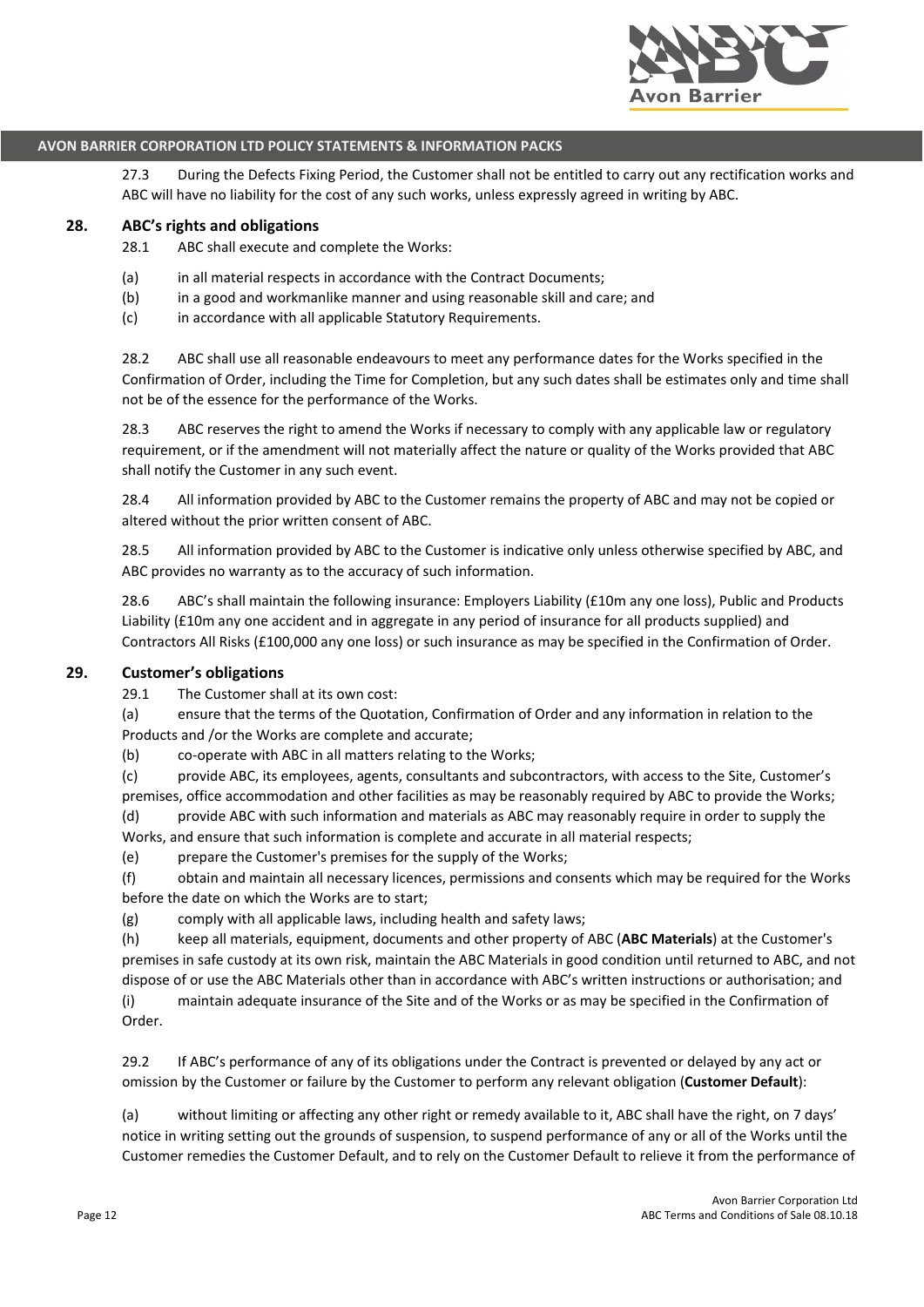27.3 During the Defects Fixing Period, the Customer shall not be entitled to carry out any rectification works and ABC will have no liability for the cost of any such works, unless expressly agreed in writing by ABC.

## 28. ABC's rights and obligations

28.1 ABC shall execute and complete the Works:

(a) in all material respects in accordance with the Contract Documents;
(b) in a good and workmanlike manner and using reasonable skill and care; and
(c) in accordance with all applicable Statutory Requirements.

28.2 ABC shall use all reasonable endeavours to meet any performance dates for the Works specified in the Confirmation of Order, including the Time for Completion, but any such dates shall be estimates only and time shall not be of the essence for the performance of the Works.

28.3 ABC reserves the right to amend the Works if necessary to comply with any applicable law or regulatory requirement, or if the amendment will not materially affect the nature or quality of the Works provided that ABC shall notify the Customer in any such event.

28.4 All information provided by ABC to the Customer remains the property of ABC and may not be copied or altered without the prior written consent of ABC.

28.5 All information provided by ABC to the Customer is indicative only unless otherwise specified by ABC, and ABC provides no warranty as to the accuracy of such information.

28.6 ABC's shall maintain the following insurance: Employers Liability (£10m any one loss), Public and Products Liability (£10m any one accident and in aggregate in any period of insurance for all products supplied) and Contractors All Risks (£100,000 any one loss) or such insurance as may be specified in the Confirmation of Order.

## 29. Customer's obligations

29.1 The Customer shall at its own cost:

(a) ensure that the terms of the Quotation, Confirmation of Order and any information in relation to the Products and /or the Works are complete and accurate;
(b) co-operate with ABC in all matters relating to the Works;
(c) provide ABC, its employees, agents, consultants and subcontractors, with access to the Site, Customer's premises, office accommodation and other facilities as may be reasonably required by ABC to provide the Works;
(d) provide ABC with such information and materials as ABC may reasonably require in order to supply the Works, and ensure that such information is complete and accurate in all material respects;
(e) prepare the Customer's premises for the supply of the Works;
(f) obtain and maintain all necessary licences, permissions and consents which may be required for the Works before the date on which the Works are to start;
(g) comply with all applicable laws, including health and safety laws;
(h) keep all materials, equipment, documents and other property of ABC (**ABC Materials**) at the Customer's premises in safe custody at its own risk, maintain the ABC Materials in good condition until returned to ABC, and not dispose of or use the ABC Materials other than in accordance with ABC's written instructions or authorisation; and
(i) maintain adequate insurance of the Site and of the Works or as may be specified in the Confirmation of Order.

29.2 If ABC's performance of any of its obligations under the Contract is prevented or delayed by any act or omission by the Customer or failure by the Customer to perform any relevant obligation (**Customer Default**):

(a) without limiting or affecting any other right or remedy available to it, ABC shall have the right, on 7 days' notice in writing setting out the grounds of suspension, to suspend performance of any or all of the Works until the Customer remedies the Customer Default, and to rely on the Customer Default to relieve it from the performance of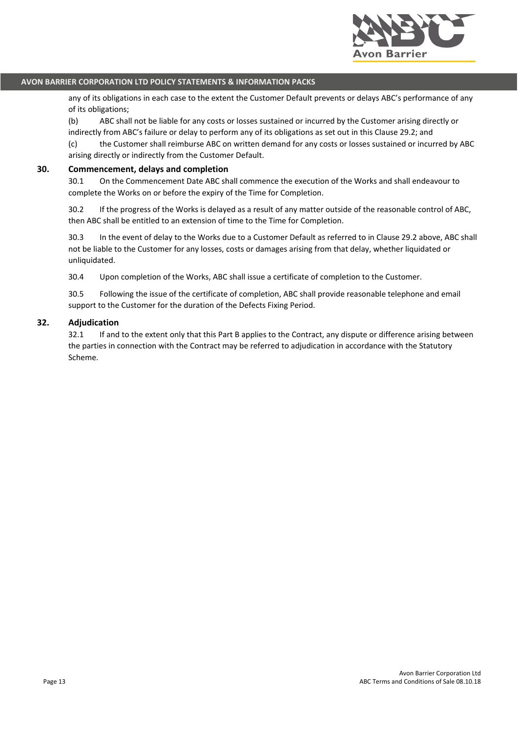any of its obligations in each case to the extent the Customer Default prevents or delays ABC's performance of any of its obligations;

(b) ABC shall not be liable for any costs or losses sustained or incurred by the Customer arising directly or indirectly from ABC's failure or delay to perform any of its obligations as set out in this Clause 29.2; and

(c) the Customer shall reimburse ABC on written demand for any costs or losses sustained or incurred by ABC arising directly or indirectly from the Customer Default.

## 30. Commencement, delays and completion

30.1 On the Commencement Date ABC shall commence the execution of the Works and shall endeavour to complete the Works on or before the expiry of the Time for Completion.

30.2 If the progress of the Works is delayed as a result of any matter outside of the reasonable control of ABC, then ABC shall be entitled to an extension of time to the Time for Completion.

30.3 In the event of delay to the Works due to a Customer Default as referred to in Clause 29.2 above, ABC shall not be liable to the Customer for any losses, costs or damages arising from that delay, whether liquidated or unliquidated.

30.4 Upon completion of the Works, ABC shall issue a certificate of completion to the Customer.

30.5 Following the issue of the certificate of completion, ABC shall provide reasonable telephone and email support to the Customer for the duration of the Defects Fixing Period.

## 32. Adjudication

32.1 If and to the extent only that this Part B applies to the Contract, any dispute or difference arising between the parties in connection with the Contract may be referred to adjudication in accordance with the Statutory Scheme.